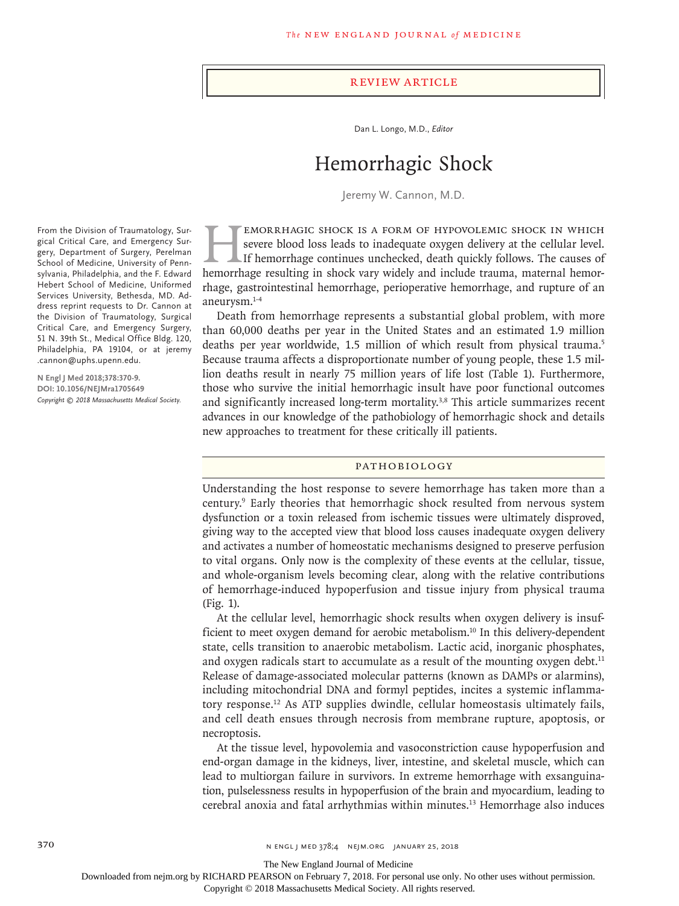REVIEW ARTICLE

Dan L. Longo, M.D., *Editor*

# Hemorrhagic Shock

Jeremy W. Cannon, M.D.

From the Division of Traumatology, Surgical Critical Care, and Emergency Surgery, Department of Surgery, Perelman School of Medicine, University of Pennsylvania, Philadelphia, and the F. Edward Hebert School of Medicine, Uniformed Services University, Bethesda, MD. Address reprint requests to Dr. Cannon at the Division of Traumatology, Surgical Critical Care, and Emergency Surgery, 51 N. 39th St., Medical Office Bldg. 120, Philadelphia, PA 19104, or at jeremy.cannon@uphs.upenn.edu.

**N Engl J Med 2018;378:370-9.**
**DOI: 10.1056/NEJMra1705649**
*Copyright © 2018 Massachusetts Medical Society.*

Hemorrhagic shock is a form of hypovolemic shock in which severe blood loss leads to inadequate oxygen delivery at the cellular level. If hemorrhage continues unchecked, death quickly follows. The causes of hemorrhage resulting in shock vary widely and include trauma, maternal hemorrhage, gastrointestinal hemorrhage, perioperative hemorrhage, and rupture of an aneurysm.[1-4]

Death from hemorrhage represents a substantial global problem, with more than 60,000 deaths per year in the United States and an estimated 1.9 million deaths per year worldwide, 1.5 million of which result from physical trauma.[5] Because trauma affects a disproportionate number of young people, these 1.5 million deaths result in nearly 75 million years of life lost (Table 1). Furthermore, those who survive the initial hemorrhagic insult have poor functional outcomes and significantly increased long-term mortality.[3,8] This article summarizes recent advances in our knowledge of the pathobiology of hemorrhagic shock and details new approaches to treatment for these critically ill patients.

## PATHOBIOLOGY

Understanding the host response to severe hemorrhage has taken more than a century.[9] Early theories that hemorrhagic shock resulted from nervous system dysfunction or a toxin released from ischemic tissues were ultimately disproved, giving way to the accepted view that blood loss causes inadequate oxygen delivery and activates a number of homeostatic mechanisms designed to preserve perfusion to vital organs. Only now is the complexity of these events at the cellular, tissue, and whole-organism levels becoming clear, along with the relative contributions of hemorrhage-induced hypoperfusion and tissue injury from physical trauma (Fig. 1).

At the cellular level, hemorrhagic shock results when oxygen delivery is insufficient to meet oxygen demand for aerobic metabolism.[10] In this delivery-dependent state, cells transition to anaerobic metabolism. Lactic acid, inorganic phosphates, and oxygen radicals start to accumulate as a result of the mounting oxygen debt.[11] Release of damage-associated molecular patterns (known as DAMPs or alarmins), including mitochondrial DNA and formyl peptides, incites a systemic inflammatory response.[12] As ATP supplies dwindle, cellular homeostasis ultimately fails, and cell death ensues through necrosis from membrane rupture, apoptosis, or necroptosis.

At the tissue level, hypovolemia and vasoconstriction cause hypoperfusion and end-organ damage in the kidneys, liver, intestine, and skeletal muscle, which can lead to multiorgan failure in survivors. In extreme hemorrhage with exsanguination, pulselessness results in hypoperfusion of the brain and myocardium, leading to cerebral anoxia and fatal arrhythmias within minutes.[13] Hemorrhage also induces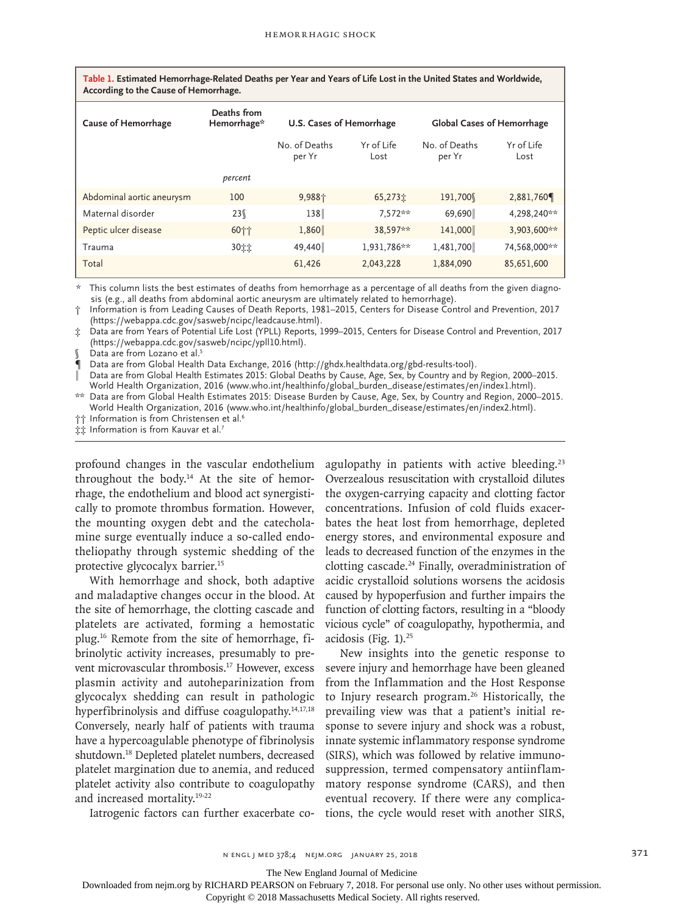**Table 1. Estimated Hemorrhage-Related Deaths per Year and Years of Life Lost in the United States and Worldwide, According to the Cause of Hemorrhage.**

| Cause of Hemorrhage | Deaths from Hemorrhage* | U.S. Cases of Hemorrhage | | Global Cases of Hemorrhage | |
|---|---|---|---|---|---|
| | | No. of Deaths per Yr | Yr of Life Lost | No. of Deaths per Yr | Yr of Life Lost |
| | *percent* | | | | |
| Abdominal aortic aneurysm | 100 | 9,988† | 65,273‡ | 191,700§ | 2,881,760¶ |
| Maternal disorder | 23§ | 138‖ | 7,572** | 69,690‖ | 4,298,240** |
| Peptic ulcer disease | 60†† | 1,860‖ | 38,597** | 141,000‖ | 3,903,600** |
| Trauma | 30‡‡ | 49,440‖ | 1,931,786** | 1,481,700‖ | 74,568,000** |
| Total | | 61,426 | 2,043,228 | 1,884,090 | 85,651,600 |

\* This column lists the best estimates of deaths from hemorrhage as a percentage of all deaths from the given diagnosis (e.g., all deaths from abdominal aortic aneurysm are ultimately related to hemorrhage).
† Information is from Leading Causes of Death Reports, 1981–2015, Centers for Disease Control and Prevention, 2017 (https://webappa.cdc.gov/sasweb/ncipc/leadcause.html).
‡ Data are from Years of Potential Life Lost (YPLL) Reports, 1999–2015, Centers for Disease Control and Prevention, 2017 (https://webappa.cdc.gov/sasweb/ncipc/ypll10.html).
§ Data are from Lozano et al.[5]
¶ Data are from Global Health Data Exchange, 2016 (http://ghdx.healthdata.org/gbd-results-tool).
‖ Data are from Global Health Estimates 2015: Global Deaths by Cause, Age, Sex, by Country and by Region, 2000–2015. World Health Organization, 2016 (www.who.int/healthinfo/global_burden_disease/estimates/en/index1.html).
** Data are from Global Health Estimates 2015: Disease Burden by Cause, Age, Sex, by Country and Region, 2000–2015. World Health Organization, 2016 (www.who.int/healthinfo/global_burden_disease/estimates/en/index2.html).
†† Information is from Christensen et al.[6]
‡‡ Information is from Kauvar et al.[7]

profound changes in the vascular endothelium throughout the body.[14] At the site of hemorrhage, the endothelium and blood act synergistically to promote thrombus formation. However, the mounting oxygen debt and the catecholamine surge eventually induce a so-called endotheliopathy through systemic shedding of the protective glycocalyx barrier.[15]

With hemorrhage and shock, both adaptive and maladaptive changes occur in the blood. At the site of hemorrhage, the clotting cascade and platelets are activated, forming a hemostatic plug.[16] Remote from the site of hemorrhage, fibrinolytic activity increases, presumably to prevent microvascular thrombosis.[17] However, excess plasmin activity and autoheparinization from glycocalyx shedding can result in pathologic hyperfibrinolysis and diffuse coagulopathy.[14,17,18] Conversely, nearly half of patients with trauma have a hypercoagulable phenotype of fibrinolysis shutdown.[18] Depleted platelet numbers, decreased platelet margination due to anemia, and reduced platelet activity also contribute to coagulopathy and increased mortality.[19-22]

Iatrogenic factors can further exacerbate coagulopathy in patients with active bleeding.[23] Overzealous resuscitation with crystalloid dilutes the oxygen-carrying capacity and clotting factor concentrations. Infusion of cold fluids exacerbates the heat lost from hemorrhage, depleted energy stores, and environmental exposure and leads to decreased function of the enzymes in the clotting cascade.[24] Finally, overadministration of acidic crystalloid solutions worsens the acidosis caused by hypoperfusion and further impairs the function of clotting factors, resulting in a "bloody vicious cycle" of coagulopathy, hypothermia, and acidosis (Fig. 1).[25]

New insights into the genetic response to severe injury and hemorrhage have been gleaned from the Inflammation and the Host Response to Injury research program.[26] Historically, the prevailing view was that a patient's initial response to severe injury and shock was a robust, innate systemic inflammatory response syndrome (SIRS), which was followed by relative immunosuppression, termed compensatory antiinflammatory response syndrome (CARS), and then eventual recovery. If there were any complications, the cycle would reset with another SIRS,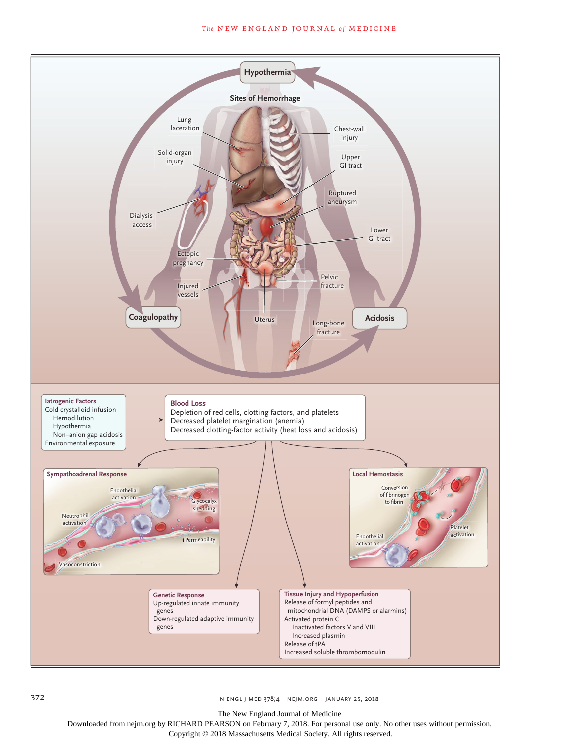Hypothermia

Sites of Hemorrhage

Lung laceration

Chest-wall injury

Solid-organ injury

Upper GI tract

Ruptured aneurysm

Dialysis access

Lower GI tract

Ectopic pregnancy

Pelvic fracture

Injured vessels

Coagulopathy

Uterus

Long-bone fracture

Acidosis

**Iatrogenic Factors**
Cold crystalloid infusion
- Hemodilution
- Hypothermia
- Non–anion gap acidosis

Environmental exposure

**Blood Loss**
Depletion of red cells, clotting factors, and platelets
Decreased platelet margination (anemia)
Decreased clotting-factor activity (heat loss and acidosis)

**Sympathoadrenal Response**

Endothelial activation

Glycocalyx shedding

Neutrophil activation

↑Permeability

Vasoconstriction

**Local Hemostasis**

Conversion of fibrinogen to fibrin

Platelet activation

Endothelial activation

**Genetic Response**
Up-regulated innate immunity genes
Down-regulated adaptive immunity genes

**Tissue Injury and Hypoperfusion**
Release of formyl peptides and mitochondrial DNA (DAMPS or alarmins)
Activated protein C
- Inactivated factors V and VIII
- Increased plasmin

Release of tPA
Increased soluble thrombomodulin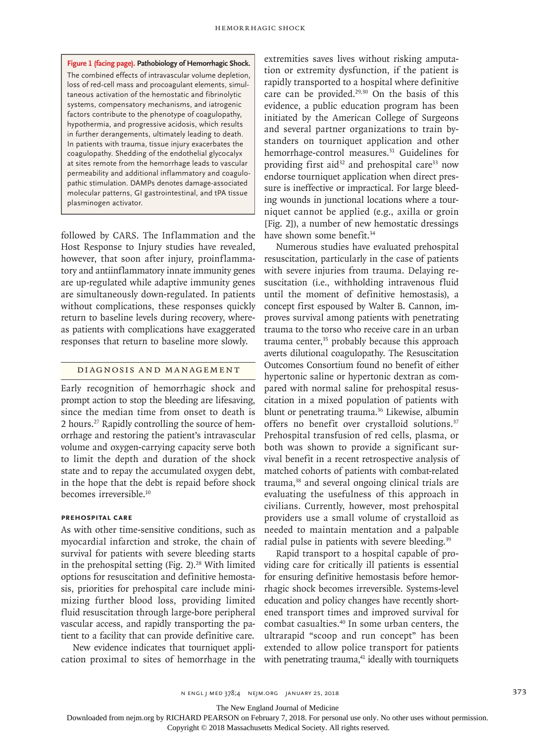**Figure 1 (facing page). Pathobiology of Hemorrhagic Shock.**

The combined effects of intravascular volume depletion, loss of red-cell mass and procoagulant elements, simultaneous activation of the hemostatic and fibrinolytic systems, compensatory mechanisms, and iatrogenic factors contribute to the phenotype of coagulopathy, hypothermia, and progressive acidosis, which results in further derangements, ultimately leading to death. In patients with trauma, tissue injury exacerbates the coagulopathy. Shedding of the endothelial glycocalyx at sites remote from the hemorrhage leads to vascular permeability and additional inflammatory and coagulopathic stimulation. DAMPs denotes damage-associated molecular patterns, GI gastrointestinal, and tPA tissue plasminogen activator.

followed by CARS. The Inflammation and the Host Response to Injury studies have revealed, however, that soon after injury, proinflammatory and antiinflammatory innate immunity genes are up-regulated while adaptive immunity genes are simultaneously down-regulated. In patients without complications, these responses quickly return to baseline levels during recovery, whereas patients with complications have exaggerated responses that return to baseline more slowly.

## Diagnosis and Management

Early recognition of hemorrhagic shock and prompt action to stop the bleeding are lifesaving, since the median time from onset to death is 2 hours.[27] Rapidly controlling the source of hemorrhage and restoring the patient's intravascular volume and oxygen-carrying capacity serve both to limit the depth and duration of the shock state and to repay the accumulated oxygen debt, in the hope that the debt is repaid before shock becomes irreversible.[10]

### Prehospital Care

As with other time-sensitive conditions, such as myocardial infarction and stroke, the chain of survival for patients with severe bleeding starts in the prehospital setting (Fig. 2).[28] With limited options for resuscitation and definitive hemostasis, priorities for prehospital care include minimizing further blood loss, providing limited fluid resuscitation through large-bore peripheral vascular access, and rapidly transporting the patient to a facility that can provide definitive care.

New evidence indicates that tourniquet application proximal to sites of hemorrhage in the extremities saves lives without risking amputation or extremity dysfunction, if the patient is rapidly transported to a hospital where definitive care can be provided.[29,30] On the basis of this evidence, a public education program has been initiated by the American College of Surgeons and several partner organizations to train bystanders on tourniquet application and other hemorrhage-control measures.[31] Guidelines for providing first aid[32] and prehospital care[33] now endorse tourniquet application when direct pressure is ineffective or impractical. For large bleeding wounds in junctional locations where a tourniquet cannot be applied (e.g., axilla or groin [Fig. 2]), a number of new hemostatic dressings have shown some benefit.[34]

Numerous studies have evaluated prehospital resuscitation, particularly in the case of patients with severe injuries from trauma. Delaying resuscitation (i.e., withholding intravenous fluid until the moment of definitive hemostasis), a concept first espoused by Walter B. Cannon, improves survival among patients with penetrating trauma to the torso who receive care in an urban trauma center,[35] probably because this approach averts dilutional coagulopathy. The Resuscitation Outcomes Consortium found no benefit of either hypertonic saline or hypertonic dextran as compared with normal saline for prehospital resuscitation in a mixed population of patients with blunt or penetrating trauma.[36] Likewise, albumin offers no benefit over crystalloid solutions.[37] Prehospital transfusion of red cells, plasma, or both was shown to provide a significant survival benefit in a recent retrospective analysis of matched cohorts of patients with combat-related trauma,[38] and several ongoing clinical trials are evaluating the usefulness of this approach in civilians. Currently, however, most prehospital providers use a small volume of crystalloid as needed to maintain mentation and a palpable radial pulse in patients with severe bleeding.[39]

Rapid transport to a hospital capable of providing care for critically ill patients is essential for ensuring definitive hemostasis before hemorrhagic shock becomes irreversible. Systems-level education and policy changes have recently shortened transport times and improved survival for combat casualties.[40] In some urban centers, the ultrarapid "scoop and run concept" has been extended to allow police transport for patients with penetrating trauma,[41] ideally with tourniquets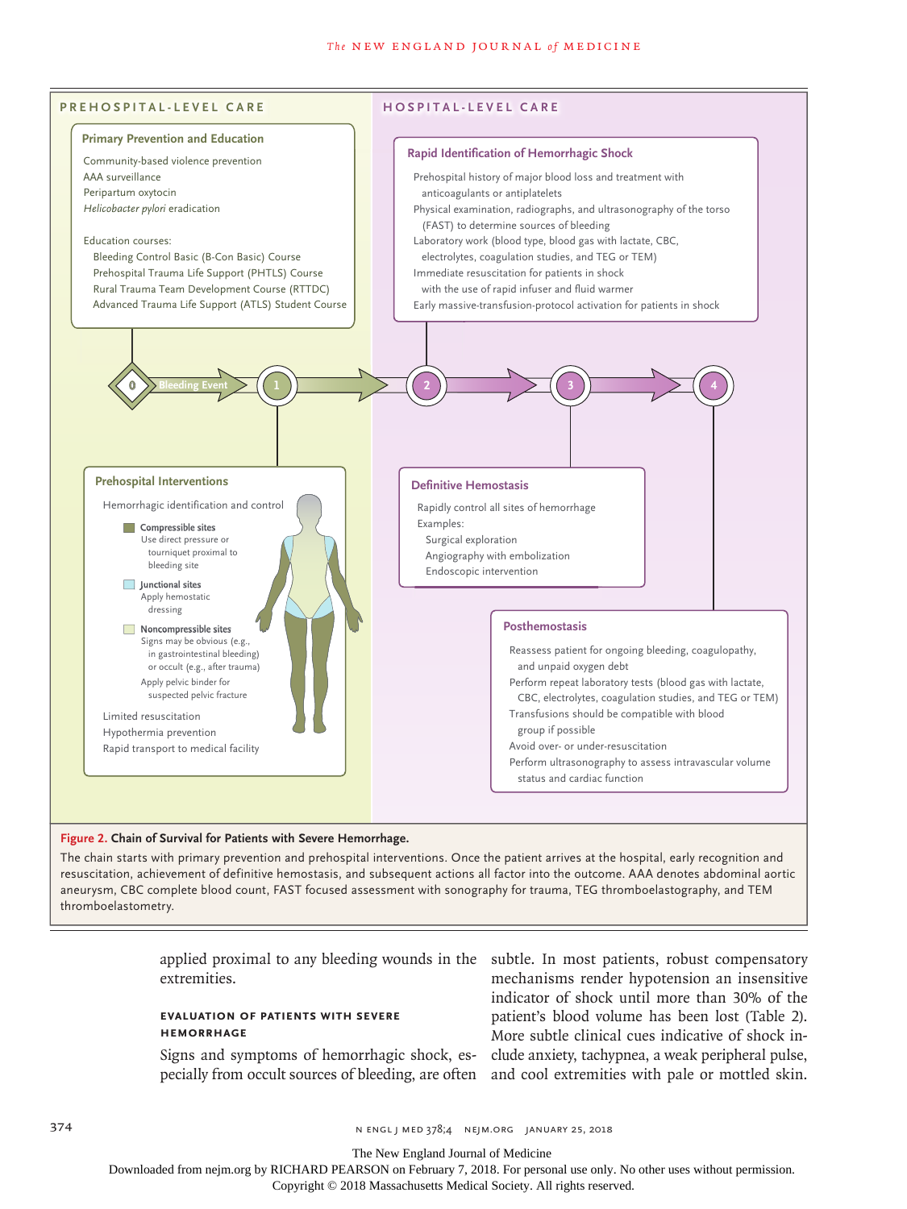## PREHOSPITAL-LEVEL CARE

### Primary Prevention and Education

Community-based violence prevention
AAA surveillance
Peripartum oxytocin
*Helicobacter pylori* eradication

Education courses:
- Bleeding Control Basic (B-Con Basic) Course
- Prehospital Trauma Life Support (PHTLS) Course
- Rural Trauma Team Development Course (RTTDC)
- Advanced Trauma Life Support (ATLS) Student Course

0 Bleeding Event → 1

### Prehospital Interventions

Hemorrhagic identification and control

- **Compressible sites**
  Use direct pressure or tourniquet proximal to bleeding site
- **Junctional sites**
  Apply hemostatic dressing
- **Noncompressible sites**
  Signs may be obvious (e.g., in gastrointestinal bleeding) or occult (e.g., after trauma)
  Apply pelvic binder for suspected pelvic fracture

Limited resuscitation
Hypothermia prevention
Rapid transport to medical facility

## HOSPITAL-LEVEL CARE

### 2 Rapid Identification of Hemorrhagic Shock

Prehospital history of major blood loss and treatment with anticoagulants or antiplatelets
Physical examination, radiographs, and ultrasonography of the torso (FAST) to determine sources of bleeding
Laboratory work (blood type, blood gas with lactate, CBC, electrolytes, coagulation studies, and TEG or TEM)
Immediate resuscitation for patients in shock with the use of rapid infuser and fluid warmer
Early massive-transfusion-protocol activation for patients in shock

### 3 Definitive Hemostasis

Rapidly control all sites of hemorrhage
Examples:
- Surgical exploration
- Angiography with embolization
- Endoscopic intervention

### 4 Posthemostasis

Reassess patient for ongoing bleeding, coagulopathy, and unpaid oxygen debt
Perform repeat laboratory tests (blood gas with lactate, CBC, electrolytes, coagulation studies, and TEG or TEM)
Transfusions should be compatible with blood group if possible
Avoid over- or under-resuscitation
Perform ultrasonography to assess intravascular volume status and cardiac function

**Figure 2. Chain of Survival for Patients with Severe Hemorrhage.**

The chain starts with primary prevention and prehospital interventions. Once the patient arrives at the hospital, early recognition and resuscitation, achievement of definitive hemostasis, and subsequent actions all factor into the outcome. AAA denotes abdominal aortic aneurysm, CBC complete blood count, FAST focused assessment with sonography for trauma, TEG thromboelastography, and TEM thromboelastometry.

applied proximal to any bleeding wounds in the extremities.

### EVALUATION OF PATIENTS WITH SEVERE HEMORRHAGE

Signs and symptoms of hemorrhagic shock, especially from occult sources of bleeding, are often subtle. In most patients, robust compensatory mechanisms render hypotension an insensitive indicator of shock until more than 30% of the patient's blood volume has been lost (Table 2). More subtle clinical cues indicative of shock include anxiety, tachypnea, a weak peripheral pulse, and cool extremities with pale or mottled skin.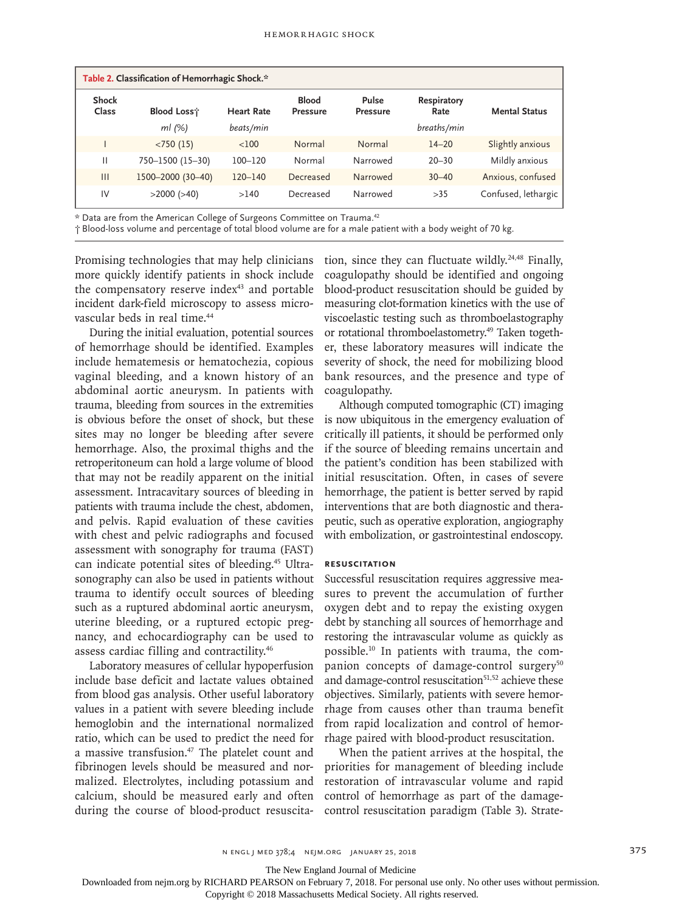**Table 2. Classification of Hemorrhagic Shock.***

| Shock Class | Blood Loss† | Heart Rate | Blood Pressure | Pulse Pressure | Respiratory Rate | Mental Status |
|---|---|---|---|---|---|---|
| | *ml (%)* | *beats/min* | | | *breaths/min* | |
| I | <750 (15) | <100 | Normal | Normal | 14–20 | Slightly anxious |
| II | 750–1500 (15–30) | 100–120 | Normal | Narrowed | 20–30 | Mildly anxious |
| III | 1500–2000 (30–40) | 120–140 | Decreased | Narrowed | 30–40 | Anxious, confused |
| IV | >2000 (>40) | >140 | Decreased | Narrowed | >35 | Confused, lethargic |

\* Data are from the American College of Surgeons Committee on Trauma.[42]

† Blood-loss volume and percentage of total blood volume are for a male patient with a body weight of 70 kg.

Promising technologies that may help clinicians more quickly identify patients in shock include the compensatory reserve index[43] and portable incident dark-field microscopy to assess microvascular beds in real time.[44]

During the initial evaluation, potential sources of hemorrhage should be identified. Examples include hematemesis or hematochezia, copious vaginal bleeding, and a known history of an abdominal aortic aneurysm. In patients with trauma, bleeding from sources in the extremities is obvious before the onset of shock, but these sites may no longer be bleeding after severe hemorrhage. Also, the proximal thighs and the retroperitoneum can hold a large volume of blood that may not be readily apparent on the initial assessment. Intracavitary sources of bleeding in patients with trauma include the chest, abdomen, and pelvis. Rapid evaluation of these cavities with chest and pelvic radiographs and focused assessment with sonography for trauma (FAST) can indicate potential sites of bleeding.[45] Ultrasonography can also be used in patients without trauma to identify occult sources of bleeding such as a ruptured abdominal aortic aneurysm, uterine bleeding, or a ruptured ectopic pregnancy, and echocardiography can be used to assess cardiac filling and contractility.[46]

Laboratory measures of cellular hypoperfusion include base deficit and lactate values obtained from blood gas analysis. Other useful laboratory values in a patient with severe bleeding include hemoglobin and the international normalized ratio, which can be used to predict the need for a massive transfusion.[47] The platelet count and fibrinogen levels should be measured and normalized. Electrolytes, including potassium and calcium, should be measured early and often during the course of blood-product resuscitation, since they can fluctuate wildly.[24,48] Finally, coagulopathy should be identified and ongoing blood-product resuscitation should be guided by measuring clot-formation kinetics with the use of viscoelastic testing such as thromboelastography or rotational thromboelastometry.[49] Taken together, these laboratory measures will indicate the severity of shock, the need for mobilizing blood bank resources, and the presence and type of coagulopathy.

Although computed tomographic (CT) imaging is now ubiquitous in the emergency evaluation of critically ill patients, it should be performed only if the source of bleeding remains uncertain and the patient's condition has been stabilized with initial resuscitation. Often, in cases of severe hemorrhage, the patient is better served by rapid interventions that are both diagnostic and therapeutic, such as operative exploration, angiography with embolization, or gastrointestinal endoscopy.

### Resuscitation

Successful resuscitation requires aggressive measures to prevent the accumulation of further oxygen debt and to repay the existing oxygen debt by stanching all sources of hemorrhage and restoring the intravascular volume as quickly as possible.[10] In patients with trauma, the companion concepts of damage-control surgery[50] and damage-control resuscitation[51,52] achieve these objectives. Similarly, patients with severe hemorrhage from causes other than trauma benefit from rapid localization and control of hemorrhage paired with blood-product resuscitation.

When the patient arrives at the hospital, the priorities for management of bleeding include restoration of intravascular volume and rapid control of hemorrhage as part of the damage-control resuscitation paradigm (Table 3). Strate-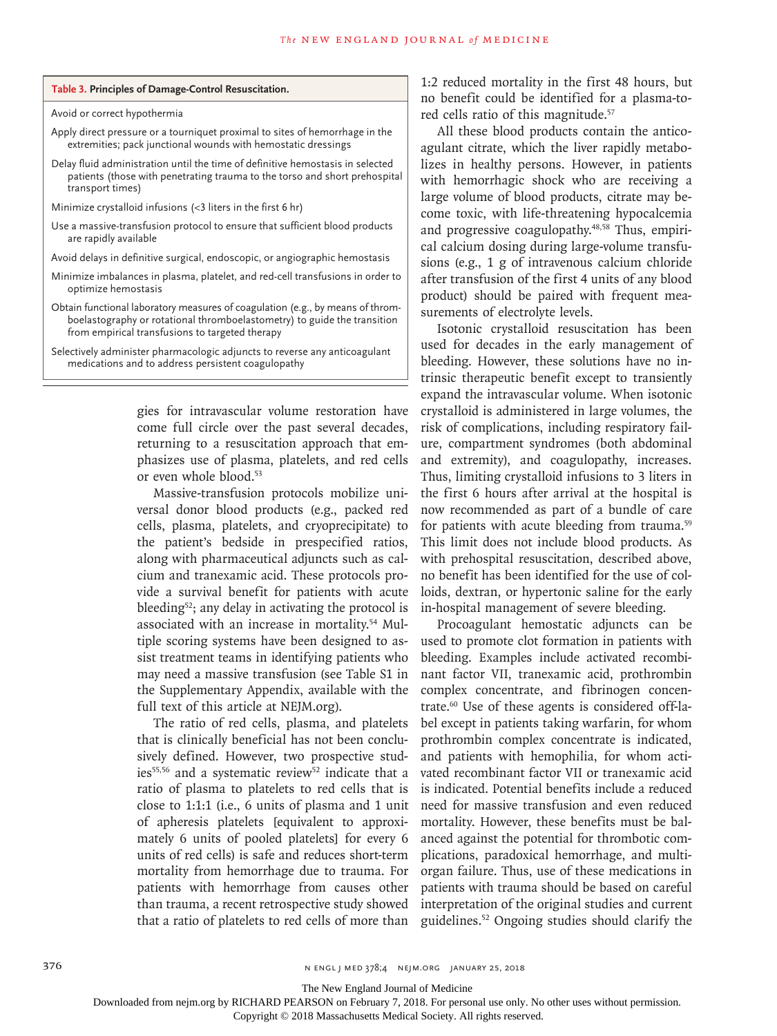**Table 3. Principles of Damage-Control Resuscitation.**

| |
|---|
| Avoid or correct hypothermia |
| Apply direct pressure or a tourniquet proximal to sites of hemorrhage in the extremities; pack junctional wounds with hemostatic dressings |
| Delay fluid administration until the time of definitive hemostasis in selected patients (those with penetrating trauma to the torso and short prehospital transport times) |
| Minimize crystalloid infusions (<3 liters in the first 6 hr) |
| Use a massive-transfusion protocol to ensure that sufficient blood products are rapidly available |
| Avoid delays in definitive surgical, endoscopic, or angiographic hemostasis |
| Minimize imbalances in plasma, platelet, and red-cell transfusions in order to optimize hemostasis |
| Obtain functional laboratory measures of coagulation (e.g., by means of thromboelastography or rotational thromboelastometry) to guide the transition from empirical transfusions to targeted therapy |
| Selectively administer pharmacologic adjuncts to reverse any anticoagulant medications and to address persistent coagulopathy |

gies for intravascular volume restoration have come full circle over the past several decades, returning to a resuscitation approach that emphasizes use of plasma, platelets, and red cells or even whole blood.[53]

Massive-transfusion protocols mobilize universal donor blood products (e.g., packed red cells, plasma, platelets, and cryoprecipitate) to the patient's bedside in prespecified ratios, along with pharmaceutical adjuncts such as calcium and tranexamic acid. These protocols provide a survival benefit for patients with acute bleeding[52]; any delay in activating the protocol is associated with an increase in mortality.[54] Multiple scoring systems have been designed to assist treatment teams in identifying patients who may need a massive transfusion (see Table S1 in the Supplementary Appendix, available with the full text of this article at NEJM.org).

The ratio of red cells, plasma, and platelets that is clinically beneficial has not been conclusively defined. However, two prospective studies[55,56] and a systematic review[52] indicate that a ratio of plasma to platelets to red cells that is close to 1:1:1 (i.e., 6 units of plasma and 1 unit of apheresis platelets [equivalent to approximately 6 units of pooled platelets] for every 6 units of red cells) is safe and reduces short-term mortality from hemorrhage due to trauma. For patients with hemorrhage from causes other than trauma, a recent retrospective study showed that a ratio of platelets to red cells of more than 1:2 reduced mortality in the first 48 hours, but no benefit could be identified for a plasma-to-red cells ratio of this magnitude.[57]

All these blood products contain the anticoagulant citrate, which the liver rapidly metabolizes in healthy persons. However, in patients with hemorrhagic shock who are receiving a large volume of blood products, citrate may become toxic, with life-threatening hypocalcemia and progressive coagulopathy.[48,58] Thus, empirical calcium dosing during large-volume transfusions (e.g., 1 g of intravenous calcium chloride after transfusion of the first 4 units of any blood product) should be paired with frequent measurements of electrolyte levels.

Isotonic crystalloid resuscitation has been used for decades in the early management of bleeding. However, these solutions have no intrinsic therapeutic benefit except to transiently expand the intravascular volume. When isotonic crystalloid is administered in large volumes, the risk of complications, including respiratory failure, compartment syndromes (both abdominal and extremity), and coagulopathy, increases. Thus, limiting crystalloid infusions to 3 liters in the first 6 hours after arrival at the hospital is now recommended as part of a bundle of care for patients with acute bleeding from trauma.[59] This limit does not include blood products. As with prehospital resuscitation, described above, no benefit has been identified for the use of colloids, dextran, or hypertonic saline for the early in-hospital management of severe bleeding.

Procoagulant hemostatic adjuncts can be used to promote clot formation in patients with bleeding. Examples include activated recombinant factor VII, tranexamic acid, prothrombin complex concentrate, and fibrinogen concentrate.[60] Use of these agents is considered off-label except in patients taking warfarin, for whom prothrombin complex concentrate is indicated, and patients with hemophilia, for whom activated recombinant factor VII or tranexamic acid is indicated. Potential benefits include a reduced need for massive transfusion and even reduced mortality. However, these benefits must be balanced against the potential for thrombotic complications, paradoxical hemorrhage, and multiorgan failure. Thus, use of these medications in patients with trauma should be based on careful interpretation of the original studies and current guidelines.[52] Ongoing studies should clarify the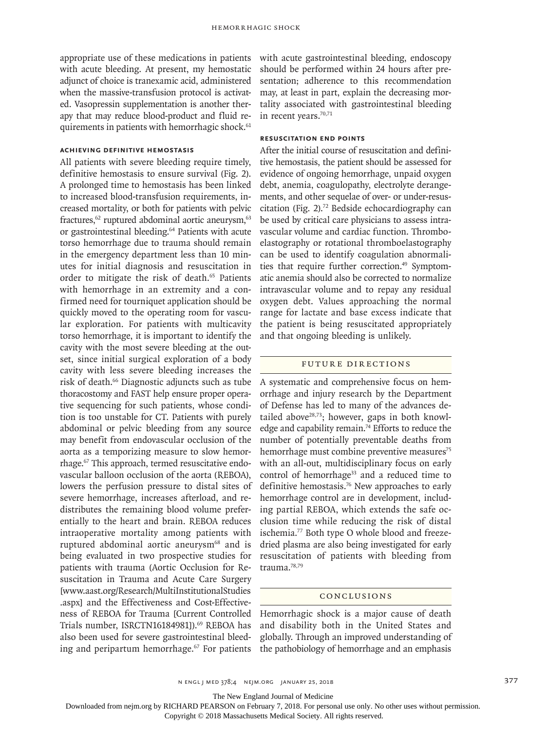appropriate use of these medications in patients with acute bleeding. At present, my hemostatic adjunct of choice is tranexamic acid, administered when the massive-transfusion protocol is activated. Vasopressin supplementation is another therapy that may reduce blood-product and fluid requirements in patients with hemorrhagic shock.[61]

### Achieving Definitive Hemostasis

All patients with severe bleeding require timely, definitive hemostasis to ensure survival (Fig. 2). A prolonged time to hemostasis has been linked to increased blood-transfusion requirements, increased mortality, or both for patients with pelvic fractures,[62] ruptured abdominal aortic aneurysm,[63] or gastrointestinal bleeding.[64] Patients with acute torso hemorrhage due to trauma should remain in the emergency department less than 10 minutes for initial diagnosis and resuscitation in order to mitigate the risk of death.[65] Patients with hemorrhage in an extremity and a confirmed need for tourniquet application should be quickly moved to the operating room for vascular exploration. For patients with multicavity torso hemorrhage, it is important to identify the cavity with the most severe bleeding at the outset, since initial surgical exploration of a body cavity with less severe bleeding increases the risk of death.[66] Diagnostic adjuncts such as tube thoracostomy and FAST help ensure proper operative sequencing for such patients, whose condition is too unstable for CT. Patients with purely abdominal or pelvic bleeding from any source may benefit from endovascular occlusion of the aorta as a temporizing measure to slow hemorrhage.[67] This approach, termed resuscitative endovascular balloon occlusion of the aorta (REBOA), lowers the perfusion pressure to distal sites of severe hemorrhage, increases afterload, and redistributes the remaining blood volume preferentially to the heart and brain. REBOA reduces intraoperative mortality among patients with ruptured abdominal aortic aneurysm[68] and is being evaluated in two prospective studies for patients with trauma (Aortic Occlusion for Resuscitation in Trauma and Acute Care Surgery [www.aast.org/Research/MultiInstitutionalStudies.aspx] and the Effectiveness and Cost-Effectiveness of REBOA for Trauma [Current Controlled Trials number, ISRCTN16184981]).[69] REBOA has also been used for severe gastrointestinal bleeding and peripartum hemorrhage.[67] For patients with acute gastrointestinal bleeding, endoscopy should be performed within 24 hours after presentation; adherence to this recommendation may, at least in part, explain the decreasing mortality associated with gastrointestinal bleeding in recent years.[70,71]

### Resuscitation End Points

After the initial course of resuscitation and definitive hemostasis, the patient should be assessed for evidence of ongoing hemorrhage, unpaid oxygen debt, anemia, coagulopathy, electrolyte derangements, and other sequelae of over- or under-resuscitation (Fig. 2).[72] Bedside echocardiography can be used by critical care physicians to assess intravascular volume and cardiac function. Thromboelastography or rotational thromboelastography can be used to identify coagulation abnormalities that require further correction.[49] Symptomatic anemia should also be corrected to normalize intravascular volume and to repay any residual oxygen debt. Values approaching the normal range for lactate and base excess indicate that the patient is being resuscitated appropriately and that ongoing bleeding is unlikely.

## Future Directions

A systematic and comprehensive focus on hemorrhage and injury research by the Department of Defense has led to many of the advances detailed above[28,73]; however, gaps in both knowledge and capability remain.[74] Efforts to reduce the number of potentially preventable deaths from hemorrhage must combine preventive measures[75] with an all-out, multidisciplinary focus on early control of hemorrhage[33] and a reduced time to definitive hemostasis.[76] New approaches to early hemorrhage control are in development, including partial REBOA, which extends the safe occlusion time while reducing the risk of distal ischemia.[77] Both type O whole blood and freeze-dried plasma are also being investigated for early resuscitation of patients with bleeding from trauma.[78,79]

## Conclusions

Hemorrhagic shock is a major cause of death and disability both in the United States and globally. Through an improved understanding of the pathobiology of hemorrhage and an emphasis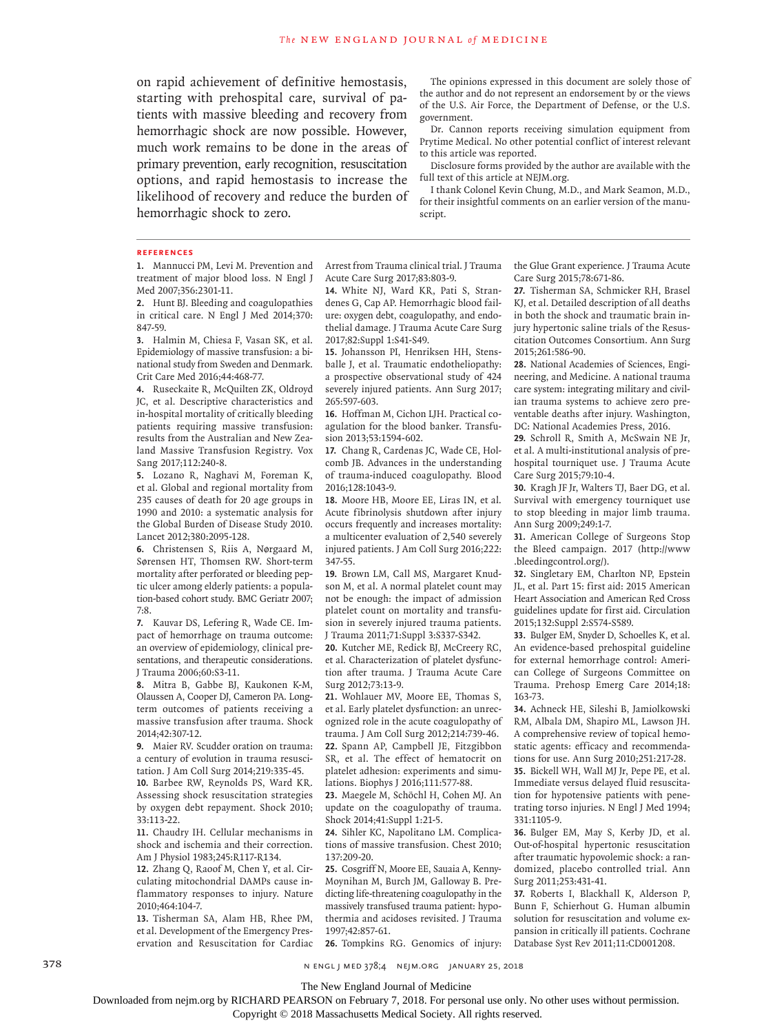on rapid achievement of definitive hemostasis, starting with prehospital care, survival of patients with massive bleeding and recovery from hemorrhagic shock are now possible. However, much work remains to be done in the areas of primary prevention, early recognition, resuscitation options, and rapid hemostasis to increase the likelihood of recovery and reduce the burden of hemorrhagic shock to zero.

The opinions expressed in this document are solely those of the author and do not represent an endorsement by or the views of the U.S. Air Force, the Department of Defense, or the U.S. government.

Dr. Cannon reports receiving simulation equipment from Prytime Medical. No other potential conflict of interest relevant to this article was reported.

Disclosure forms provided by the author are available with the full text of this article at NEJM.org.

I thank Colonel Kevin Chung, M.D., and Mark Seamon, M.D., for their insightful comments on an earlier version of the manuscript.

## References

1. Mannucci PM, Levi M. Prevention and treatment of major blood loss. N Engl J Med 2007;356:2301-11.
2. Hunt BJ. Bleeding and coagulopathies in critical care. N Engl J Med 2014;370:847-59.
3. Halmin M, Chiesa F, Vasan SK, et al. Epidemiology of massive transfusion: a binational study from Sweden and Denmark. Crit Care Med 2016;44:468-77.
4. Ruseckaite R, McQuilten ZK, Oldroyd JC, et al. Descriptive characteristics and in-hospital mortality of critically bleeding patients requiring massive transfusion: results from the Australian and New Zealand Massive Transfusion Registry. Vox Sang 2017;112:240-8.
5. Lozano R, Naghavi M, Foreman K, et al. Global and regional mortality from 235 causes of death for 20 age groups in 1990 and 2010: a systematic analysis for the Global Burden of Disease Study 2010. Lancet 2012;380:2095-128.
6. Christensen S, Riis A, Nørgaard M, Sørensen HT, Thomsen RW. Short-term mortality after perforated or bleeding peptic ulcer among elderly patients: a population-based cohort study. BMC Geriatr 2007;7:8.
7. Kauvar DS, Lefering R, Wade CE. Impact of hemorrhage on trauma outcome: an overview of epidemiology, clinical presentations, and therapeutic considerations. J Trauma 2006;60:S3-11.
8. Mitra B, Gabbe BJ, Kaukonen K-M, Olaussen A, Cooper DJ, Cameron PA. Long-term outcomes of patients receiving a massive transfusion after trauma. Shock 2014;42:307-12.
9. Maier RV. Scudder oration on trauma: a century of evolution in trauma resuscitation. J Am Coll Surg 2014;219:335-45.
10. Barbee RW, Reynolds PS, Ward KR. Assessing shock resuscitation strategies by oxygen debt repayment. Shock 2010;33:113-22.
11. Chaudry IH. Cellular mechanisms in shock and ischemia and their correction. Am J Physiol 1983;245:R117-R134.
12. Zhang Q, Raoof M, Chen Y, et al. Circulating mitochondrial DAMPs cause inflammatory responses to injury. Nature 2010;464:104-7.
13. Tisherman SA, Alam HB, Rhee PM, et al. Development of the Emergency Preservation and Resuscitation for Cardiac Arrest from Trauma clinical trial. J Trauma Acute Care Surg 2017;83:803-9.
14. White NJ, Ward KR, Pati S, Strandenes G, Cap AP. Hemorrhagic blood failure: oxygen debt, coagulopathy, and endothelial damage. J Trauma Acute Care Surg 2017;82:Suppl 1:S41-S49.
15. Johansson PI, Henriksen HH, Stensballe J, et al. Traumatic endotheliopathy: a prospective observational study of 424 severely injured patients. Ann Surg 2017;265:597-603.
16. Hoffman M, Cichon LJH. Practical coagulation for the blood banker. Transfusion 2013;53:1594-602.
17. Chang R, Cardenas JC, Wade CE, Holcomb JB. Advances in the understanding of trauma-induced coagulopathy. Blood 2016;128:1043-9.
18. Moore HB, Moore EE, Liras IN, et al. Acute fibrinolysis shutdown after injury occurs frequently and increases mortality: a multicenter evaluation of 2,540 severely injured patients. J Am Coll Surg 2016;222:347-55.
19. Brown LM, Call MS, Margaret Knudson M, et al. A normal platelet count may not be enough: the impact of admission platelet count on mortality and transfusion in severely injured trauma patients. J Trauma 2011;71:Suppl 3:S337-S342.
20. Kutcher ME, Redick BJ, McCreery RC, et al. Characterization of platelet dysfunction after trauma. J Trauma Acute Care Surg 2012;73:13-9.
21. Wohlauer MV, Moore EE, Thomas S, et al. Early platelet dysfunction: an unrecognized role in the acute coagulopathy of trauma. J Am Coll Surg 2012;214:739-46.
22. Spann AP, Campbell JE, Fitzgibbon SR, et al. The effect of hematocrit on platelet adhesion: experiments and simulations. Biophys J 2016;111:577-88.
23. Maegele M, Schöchl H, Cohen MJ. An update on the coagulopathy of trauma. Shock 2014;41:Suppl 1:21-5.
24. Sihler KC, Napolitano LM. Complications of massive transfusion. Chest 2010;137:209-20.
25. Cosgriff N, Moore EE, Sauaia A, Kenny-Moynihan M, Burch JM, Galloway B. Predicting life-threatening coagulopathy in the massively transfused trauma patient: hypothermia and acidoses revisited. J Trauma 1997;42:857-61.
26. Tompkins RG. Genomics of injury: the Glue Grant experience. J Trauma Acute Care Surg 2015;78:671-86.
27. Tisherman SA, Schmicker RH, Brasel KJ, et al. Detailed description of all deaths in both the shock and traumatic brain injury hypertonic saline trials of the Resuscitation Outcomes Consortium. Ann Surg 2015;261:586-90.
28. National Academies of Sciences, Engineering, and Medicine. A national trauma care system: integrating military and civilian trauma systems to achieve zero preventable deaths after injury. Washington, DC: National Academies Press, 2016.
29. Schroll R, Smith A, McSwain NE Jr, et al. A multi-institutional analysis of prehospital tourniquet use. J Trauma Acute Care Surg 2015;79:10-4.
30. Kragh JF Jr, Walters TJ, Baer DG, et al. Survival with emergency tourniquet use to stop bleeding in major limb trauma. Ann Surg 2009;249:1-7.
31. American College of Surgeons Stop the Bleed campaign. 2017 (http://www.bleedingcontrol.org/).
32. Singletary EM, Charlton NP, Epstein JL, et al. Part 15: first aid: 2015 American Heart Association and American Red Cross guidelines update for first aid. Circulation 2015;132:Suppl 2:S574-S589.
33. Bulger EM, Snyder D, Schoelles K, et al. An evidence-based prehospital guideline for external hemorrhage control: American College of Surgeons Committee on Trauma. Prehosp Emerg Care 2014;18:163-73.
34. Achneck HE, Sileshi B, Jamiolkowski RM, Albala DM, Shapiro ML, Lawson JH. A comprehensive review of topical hemostatic agents: efficacy and recommendations for use. Ann Surg 2010;251:217-28.
35. Bickell WH, Wall MJ Jr, Pepe PE, et al. Immediate versus delayed fluid resuscitation for hypotensive patients with penetrating torso injuries. N Engl J Med 1994;331:1105-9.
36. Bulger EM, May S, Kerby JD, et al. Out-of-hospital hypertonic resuscitation after traumatic hypovolemic shock: a randomized, placebo controlled trial. Ann Surg 2011;253:431-41.
37. Roberts I, Blackhall K, Alderson P, Bunn F, Schierhout G. Human albumin solution for resuscitation and volume expansion in critically ill patients. Cochrane Database Syst Rev 2011;11:CD001208.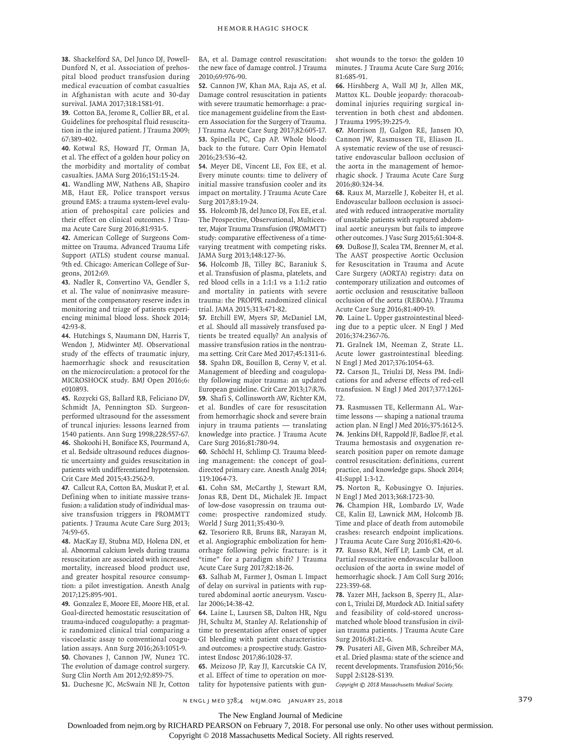**38.** Shackelford SA, Del Junco DJ, Powell-Dunford N, et al. Association of prehospital blood product transfusion during medical evacuation of combat casualties in Afghanistan with acute and 30-day survival. JAMA 2017;318:1581-91.

**39.** Cotton BA, Jerome R, Collier BR, et al. Guidelines for prehospital fluid resuscitation in the injured patient. J Trauma 2009; 67:389-402.

**40.** Kotwal RS, Howard JT, Orman JA, et al. The effect of a golden hour policy on the morbidity and mortality of combat casualties. JAMA Surg 2016;151:15-24.

**41.** Wandling MW, Nathens AB, Shapiro MB, Haut ER. Police transport versus ground EMS: a trauma system-level evaluation of prehospital care policies and their effect on clinical outcomes. J Trauma Acute Care Surg 2016;81:931-5.

**42.** American College of Surgeons Committee on Trauma. Advanced Trauma Life Support (ATLS) student course manual. 9th ed. Chicago: American College of Surgeons, 2012:69.

**43.** Nadler R, Convertino VA, Gendler S, et al. The value of noninvasive measurement of the compensatory reserve index in monitoring and triage of patients experiencing minimal blood loss. Shock 2014; 42:93-8.

**44.** Hutchings S, Naumann DN, Harris T, Wendon J, Midwinter MJ. Observational study of the effects of traumatic injury, haemorrhagic shock and resuscitation on the microcirculation: a protocol for the MICROSHOCK study. BMJ Open 2016;6: e010893.

**45.** Rozycki GS, Ballard RB, Feliciano DV, Schmidt JA, Pennington SD. Surgeon-performed ultrasound for the assessment of truncal injuries: lessons learned from 1540 patients. Ann Surg 1998;228:557-67.

**46.** Shokoohi H, Boniface KS, Pourmand A, et al. Bedside ultrasound reduces diagnostic uncertainty and guides resuscitation in patients with undifferentiated hypotension. Crit Care Med 2015;43:2562-9.

**47.** Callcut RA, Cotton BA, Muskat P, et al. Defining when to initiate massive transfusion: a validation study of individual massive transfusion triggers in PROMMTT patients. J Trauma Acute Care Surg 2013; 74:59-65.

**48.** MacKay EJ, Stubna MD, Holena DN, et al. Abnormal calcium levels during trauma resuscitation are associated with increased mortality, increased blood product use, and greater hospital resource consumption: a pilot investigation. Anesth Analg 2017;125:895-901.

**49.** Gonzalez E, Moore EE, Moore HB, et al. Goal-directed hemostatic resuscitation of trauma-induced coagulopathy: a pragmatic randomized clinical trial comparing a viscoelastic assay to conventional coagulation assays. Ann Surg 2016;263:1051-9.

**50.** Chovanes J, Cannon JW, Nunez TC. The evolution of damage control surgery. Surg Clin North Am 2012;92:859-75.

**51.** Duchesne JC, McSwain NE Jr, Cotton BA, et al. Damage control resuscitation: the new face of damage control. J Trauma 2010;69:976-90.

**52.** Cannon JW, Khan MA, Raja AS, et al. Damage control resuscitation in patients with severe traumatic hemorrhage: a practice management guideline from the Eastern Association for the Surgery of Trauma. J Trauma Acute Care Surg 2017;82:605-17.

**53.** Spinella PC, Cap AP. Whole blood: back to the future. Curr Opin Hematol 2016;23:536-42.

**54.** Meyer DE, Vincent LE, Fox EE, et al. Every minute counts: time to delivery of initial massive transfusion cooler and its impact on mortality. J Trauma Acute Care Surg 2017;83:19-24.

**55.** Holcomb JB, del Junco DJ, Fox EE, et al. The Prospective, Observational, Multicenter, Major Trauma Transfusion (PROMMTT) study: comparative effectiveness of a time-varying treatment with competing risks. JAMA Surg 2013;148:127-36.

**56.** Holcomb JB, Tilley BC, Baraniuk S, et al. Transfusion of plasma, platelets, and red blood cells in a 1:1:1 vs a 1:1:2 ratio and mortality in patients with severe trauma: the PROPPR randomized clinical trial. JAMA 2015;313:471-82.

**57.** Etchill EW, Myers SP, McDaniel LM, et al. Should all massively transfused patients be treated equally? An analysis of massive transfusion ratios in the nontrauma setting. Crit Care Med 2017;45:1311-6.

**58.** Spahn DR, Bouillon B, Cerny V, et al. Management of bleeding and coagulopathy following major trauma: an updated European guideline. Crit Care 2013;17:R76.

**59.** Shafi S, Collinsworth AW, Richter KM, et al. Bundles of care for resuscitation from hemorrhagic shock and severe brain injury in trauma patients — translating knowledge into practice. J Trauma Acute Care Surg 2016;81:780-94.

**60.** Schöchl H, Schlimp CJ. Trauma bleeding management: the concept of goal-directed primary care. Anesth Analg 2014; 119:1064-73.

**61.** Cohn SM, McCarthy J, Stewart RM, Jonas RB, Dent DL, Michalek JE. Impact of low-dose vasopressin on trauma outcome: prospective randomized study. World J Surg 2011;35:430-9.

**62.** Tesoriero RB, Bruns BR, Narayan M, et al. Angiographic embolization for hemorrhage following pelvic fracture: is it "time" for a paradigm shift? J Trauma Acute Care Surg 2017;82:18-26.

**63.** Salhab M, Farmer J, Osman I. Impact of delay on survival in patients with ruptured abdominal aortic aneurysm. Vascular 2006;14:38-42.

**64.** Laine L, Laursen SB, Dalton HR, Ngu JH, Schultz M, Stanley AJ. Relationship of time to presentation after onset of upper GI bleeding with patient characteristics and outcomes: a prospective study. Gastrointest Endosc 2017;86:1028-37.

**65.** Meizoso JP, Ray JJ, Karcutskie CA IV, et al. Effect of time to operation on mortality for hypotensive patients with gunshot wounds to the torso: the golden 10 minutes. J Trauma Acute Care Surg 2016; 81:685-91.

**66.** Hirshberg A, Wall MJ Jr, Allen MK, Mattox KL. Double jeopardy: thoracoabdominal injuries requiring surgical intervention in both chest and abdomen. J Trauma 1995;39:225-9.

**67.** Morrison JJ, Galgon RE, Jansen JO, Cannon JW, Rasmussen TE, Eliason JL. A systematic review of the use of resuscitative endovascular balloon occlusion of the aorta in the management of hemorrhagic shock. J Trauma Acute Care Surg 2016;80:324-34.

**68.** Raux M, Marzelle J, Kobeiter H, et al. Endovascular balloon occlusion is associated with reduced intraoperative mortality of unstable patients with ruptured abdominal aortic aneurysm but fails to improve other outcomes. J Vasc Surg 2015;61:304-8.

**69.** DuBose JJ, Scalea TM, Brenner M, et al. The AAST prospective Aortic Occlusion for Resuscitation in Trauma and Acute Care Surgery (AORTA) registry: data on contemporary utilization and outcomes of aortic occlusion and resuscitative balloon occlusion of the aorta (REBOA). J Trauma Acute Care Surg 2016;81:409-19.

**70.** Laine L. Upper gastrointestinal bleeding due to a peptic ulcer. N Engl J Med 2016;374:2367-76.

**71.** Gralnek IM, Neeman Z, Strate LL. Acute lower gastrointestinal bleeding. N Engl J Med 2017;376:1054-63.

**72.** Carson JL, Triulzi DJ, Ness PM. Indications for and adverse effects of red-cell transfusion. N Engl J Med 2017;377:1261-72.

**73.** Rasmussen TE, Kellermann AL. Wartime lessons — shaping a national trauma action plan. N Engl J Med 2016;375:1612-5.

**74.** Jenkins DH, Rappold JF, Badloe JF, et al. Trauma hemostasis and oxygenation research position paper on remote damage control resuscitation: definitions, current practice, and knowledge gaps. Shock 2014; 41:Suppl 1:3-12.

**75.** Norton R, Kobusingye O. Injuries. N Engl J Med 2013;368:1723-30.

**76.** Champion HR, Lombardo LV, Wade CE, Kalin EJ, Lawnick MM, Holcomb JB. Time and place of death from automobile crashes: research endpoint implications. J Trauma Acute Care Surg 2016;81:420-6.

**77.** Russo RM, Neff LP, Lamb CM, et al. Partial resuscitative endovascular balloon occlusion of the aorta in swine model of hemorrhagic shock. J Am Coll Surg 2016; 223:359-68.

**78.** Yazer MH, Jackson B, Sperry JL, Alarcon L, Triulzi DJ, Murdock AD. Initial safety and feasibility of cold-stored uncrossmatched whole blood transfusion in civilian trauma patients. J Trauma Acute Care Surg 2016;81:21-6.

**79.** Pusateri AE, Given MB, Schreiber MA, et al. Dried plasma: state of the science and recent developments. Transfusion 2016;56: Suppl 2:S128-S139.

*Copyright © 2018 Massachusetts Medical Society.*